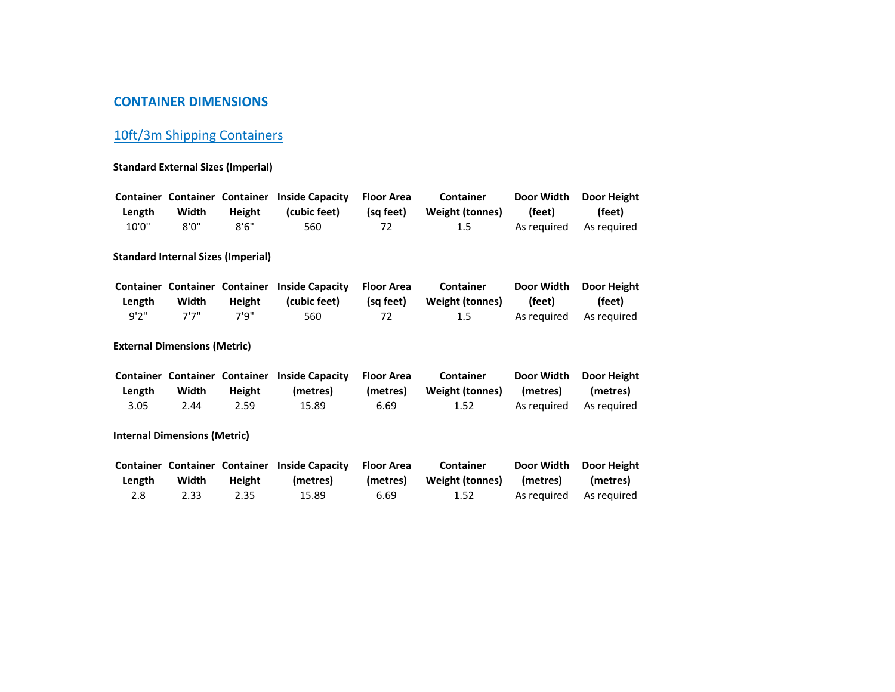# CONTAINER DIMENSIONS

## 10ft/3m Shipping Containers

**Standard External Sizes (Imperial)**

| Container Length | Container Width | Container Height | Inside Capacity (cubic feet) | Floor Area (sq feet) | Container Weight (tonnes) | Door Width (feet) | Door Height (feet) |
|---|---|---|---|---|---|---|---|
| 10'0" | 8'0" | 8'6" | 560 | 72 | 1.5 | As required | As required |

**Standard Internal Sizes (Imperial)**

| Container Length | Container Width | Container Height | Inside Capacity (cubic feet) | Floor Area (sq feet) | Container Weight (tonnes) | Door Width (feet) | Door Height (feet) |
|---|---|---|---|---|---|---|---|
| 9'2" | 7'7" | 7'9" | 560 | 72 | 1.5 | As required | As required |

**External Dimensions (Metric)**

| Container Length | Container Width | Container Height | Inside Capacity (metres) | Floor Area (metres) | Container Weight (tonnes) | Door Width (metres) | Door Height (metres) |
|---|---|---|---|---|---|---|---|
| 3.05 | 2.44 | 2.59 | 15.89 | 6.69 | 1.52 | As required | As required |

**Internal Dimensions (Metric)**

| Container Length | Container Width | Container Height | Inside Capacity (metres) | Floor Area (metres) | Container Weight (tonnes) | Door Width (metres) | Door Height (metres) |
|---|---|---|---|---|---|---|---|
| 2.8 | 2.33 | 2.35 | 15.89 | 6.69 | 1.52 | As required | As required |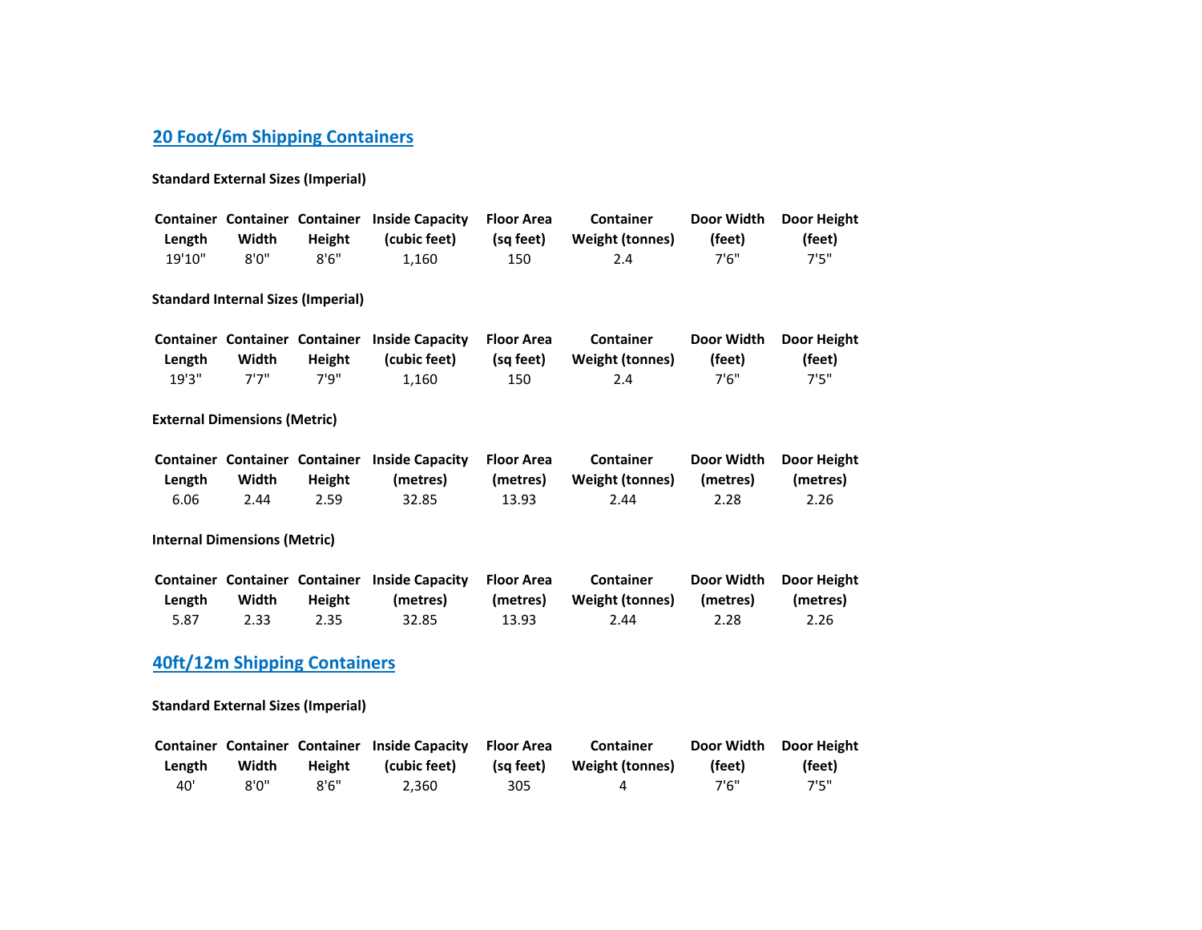## [20 Foot/6m Shipping Containers]

**Standard External Sizes (Imperial)**

| Container Length | Container Width | Container Height | Inside Capacity (cubic feet) | Floor Area (sq feet) | Container Weight (tonnes) | Door Width (feet) | Door Height (feet) |
|---|---|---|---|---|---|---|---|
| 19'10" | 8'0" | 8'6" | 1,160 | 150 | 2.4 | 7'6" | 7'5" |

**Standard Internal Sizes (Imperial)**

| Container Length | Container Width | Container Height | Inside Capacity (cubic feet) | Floor Area (sq feet) | Container Weight (tonnes) | Door Width (feet) | Door Height (feet) |
|---|---|---|---|---|---|---|---|
| 19'3" | 7'7" | 7'9" | 1,160 | 150 | 2.4 | 7'6" | 7'5" |

**External Dimensions (Metric)**

| Container Length | Container Width | Container Height | Inside Capacity (metres) | Floor Area (metres) | Container Weight (tonnes) | Door Width (metres) | Door Height (metres) |
|---|---|---|---|---|---|---|---|
| 6.06 | 2.44 | 2.59 | 32.85 | 13.93 | 2.44 | 2.28 | 2.26 |

**Internal Dimensions (Metric)**

| Container Length | Container Width | Container Height | Inside Capacity (metres) | Floor Area (metres) | Container Weight (tonnes) | Door Width (metres) | Door Height (metres) |
|---|---|---|---|---|---|---|---|
| 5.87 | 2.33 | 2.35 | 32.85 | 13.93 | 2.44 | 2.28 | 2.26 |

## [40ft/12m Shipping Containers]

**Standard External Sizes (Imperial)**

| Container Length | Container Width | Container Height | Inside Capacity (cubic feet) | Floor Area (sq feet) | Container Weight (tonnes) | Door Width (feet) | Door Height (feet) |
|---|---|---|---|---|---|---|---|
| 40' | 8'0" | 8'6" | 2,360 | 305 | 4 | 7'6" | 7'5" |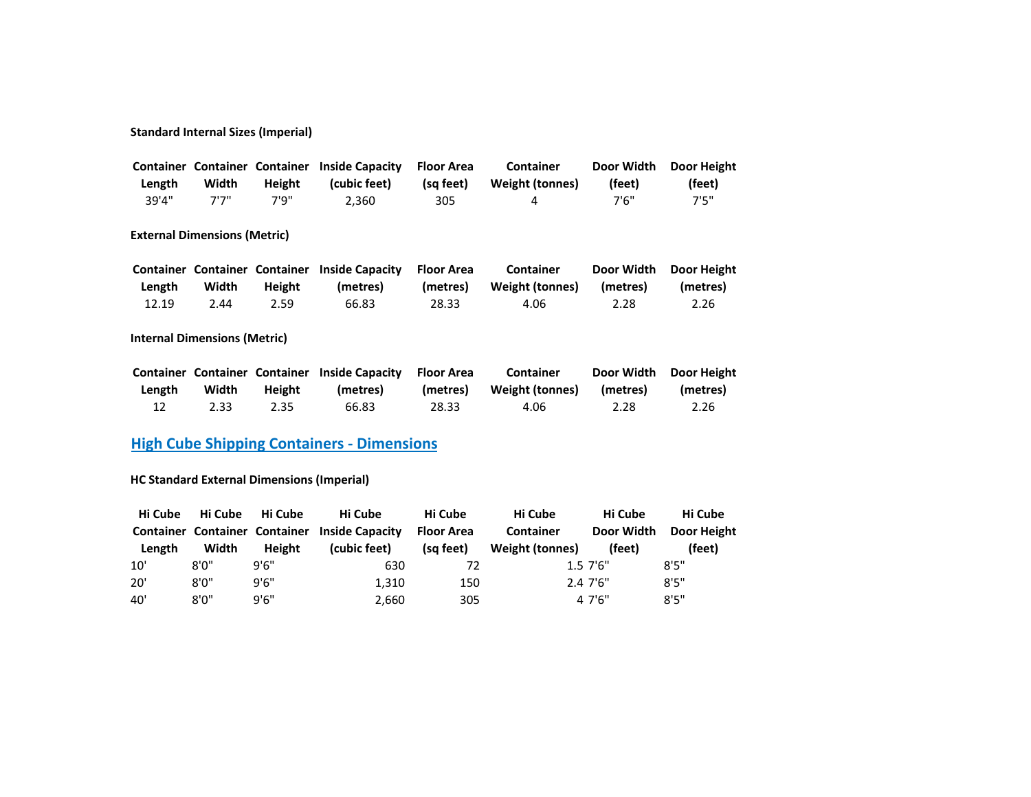**Standard Internal Sizes (Imperial)**

| Container Length | Container Width | Container Height | Inside Capacity (cubic feet) | Floor Area (sq feet) | Container Weight (tonnes) | Door Width (feet) | Door Height (feet) |
|---|---|---|---|---|---|---|---|
| 39'4" | 7'7" | 7'9" | 2,360 | 305 | 4 | 7'6" | 7'5" |

**External Dimensions (Metric)**

| Container Length | Container Width | Container Height | Inside Capacity (metres) | Floor Area (metres) | Container Weight (tonnes) | Door Width (metres) | Door Height (metres) |
|---|---|---|---|---|---|---|---|
| 12.19 | 2.44 | 2.59 | 66.83 | 28.33 | 4.06 | 2.28 | 2.26 |

**Internal Dimensions (Metric)**

| Container Length | Container Width | Container Height | Inside Capacity (metres) | Floor Area (metres) | Container Weight (tonnes) | Door Width (metres) | Door Height (metres) |
|---|---|---|---|---|---|---|---|
| 12 | 2.33 | 2.35 | 66.83 | 28.33 | 4.06 | 2.28 | 2.26 |

## High Cube Shipping Containers - Dimensions

**HC Standard External Dimensions (Imperial)**

| Hi Cube Container Length | Hi Cube Container Width | Hi Cube Container Height | Hi Cube Inside Capacity (cubic feet) | Hi Cube Floor Area (sq feet) | Hi Cube Container Weight (tonnes) | Hi Cube Door Width (feet) | Hi Cube Door Height (feet) |
|---|---|---|---|---|---|---|---|
| 10' | 8'0" | 9'6" | 630 | 72 | 1.5 | 7'6" | 8'5" |
| 20' | 8'0" | 9'6" | 1,310 | 150 | 2.4 | 7'6" | 8'5" |
| 40' | 8'0" | 9'6" | 2,660 | 305 | 4 | 7'6" | 8'5" |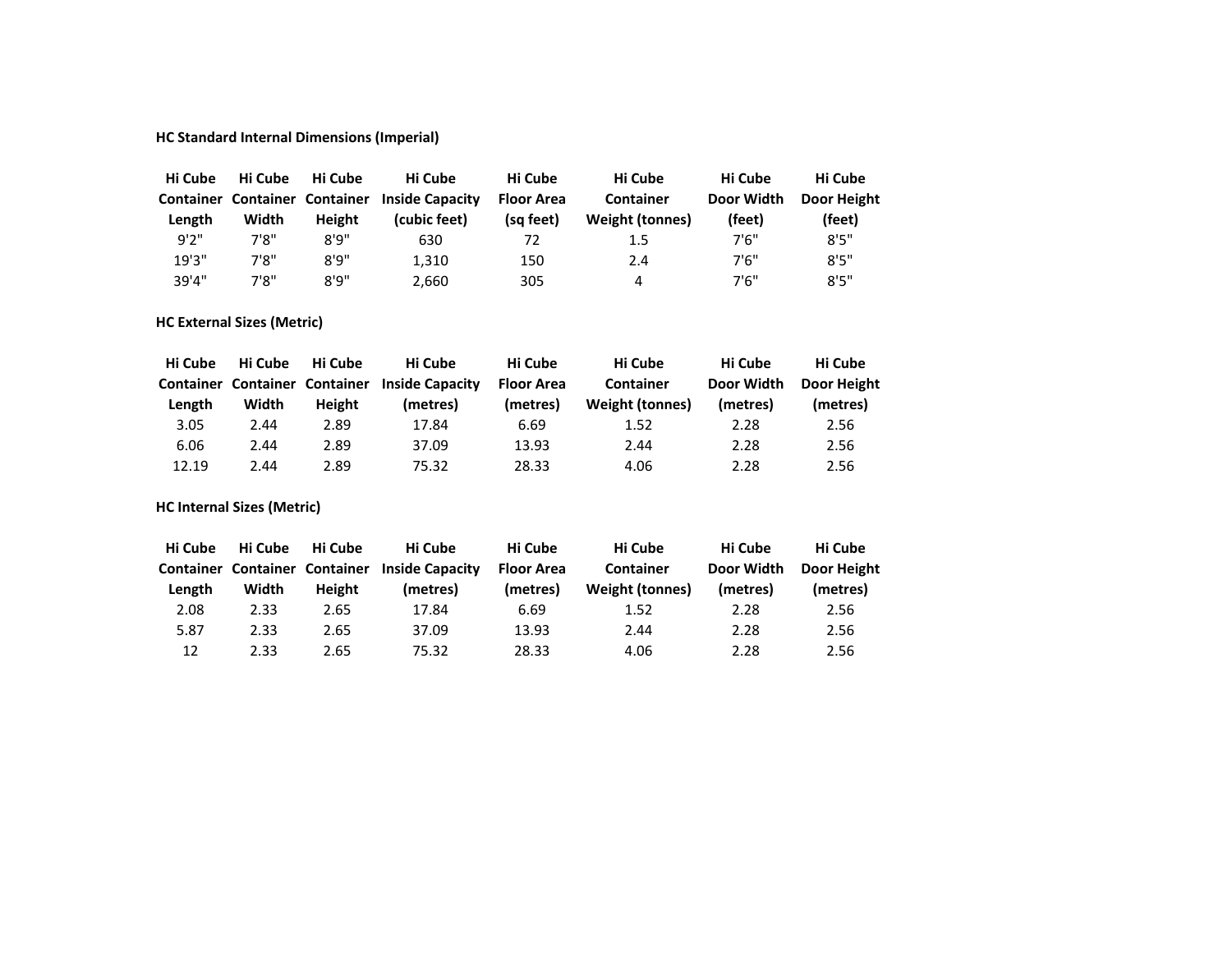**HC Standard Internal Dimensions (Imperial)**

| Hi Cube Container Length | Hi Cube Container Width | Hi Cube Container Height | Hi Cube Inside Capacity (cubic feet) | Hi Cube Floor Area (sq feet) | Hi Cube Container Weight (tonnes) | Hi Cube Door Width (feet) | Hi Cube Door Height (feet) |
|---|---|---|---|---|---|---|---|
| 9'2" | 7'8" | 8'9" | 630 | 72 | 1.5 | 7'6" | 8'5" |
| 19'3" | 7'8" | 8'9" | 1,310 | 150 | 2.4 | 7'6" | 8'5" |
| 39'4" | 7'8" | 8'9" | 2,660 | 305 | 4 | 7'6" | 8'5" |

**HC External Sizes (Metric)**

| Hi Cube Container Length | Hi Cube Container Width | Hi Cube Container Height | Hi Cube Inside Capacity (metres) | Hi Cube Floor Area (metres) | Hi Cube Container Weight (tonnes) | Hi Cube Door Width (metres) | Hi Cube Door Height (metres) |
|---|---|---|---|---|---|---|---|
| 3.05 | 2.44 | 2.89 | 17.84 | 6.69 | 1.52 | 2.28 | 2.56 |
| 6.06 | 2.44 | 2.89 | 37.09 | 13.93 | 2.44 | 2.28 | 2.56 |
| 12.19 | 2.44 | 2.89 | 75.32 | 28.33 | 4.06 | 2.28 | 2.56 |

**HC Internal Sizes (Metric)**

| Hi Cube Container Length | Hi Cube Container Width | Hi Cube Container Height | Hi Cube Inside Capacity (metres) | Hi Cube Floor Area (metres) | Hi Cube Container Weight (tonnes) | Hi Cube Door Width (metres) | Hi Cube Door Height (metres) |
|---|---|---|---|---|---|---|---|
| 2.08 | 2.33 | 2.65 | 17.84 | 6.69 | 1.52 | 2.28 | 2.56 |
| 5.87 | 2.33 | 2.65 | 37.09 | 13.93 | 2.44 | 2.28 | 2.56 |
| 12 | 2.33 | 2.65 | 75.32 | 28.33 | 4.06 | 2.28 | 2.56 |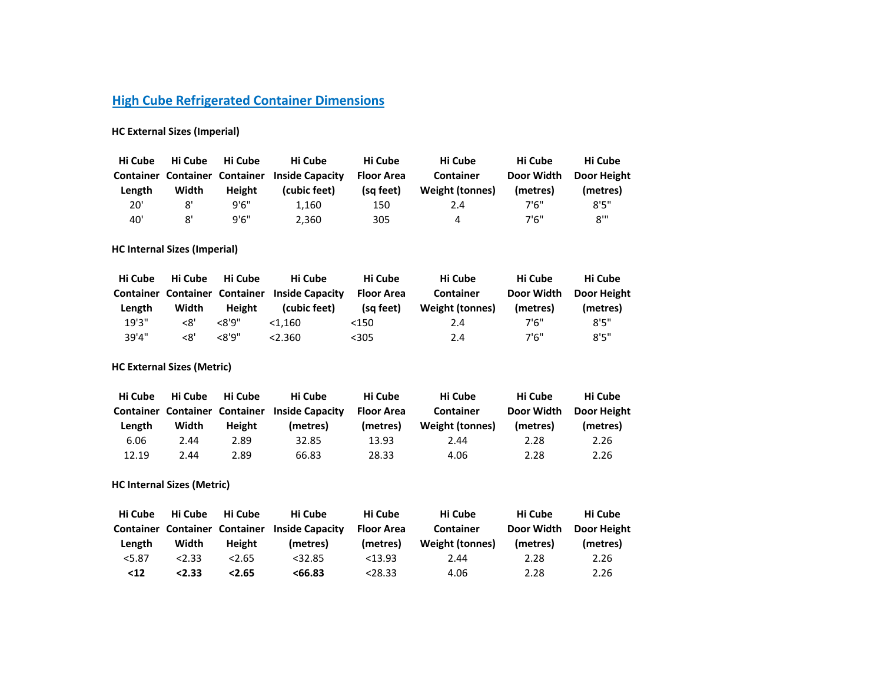## High Cube Refrigerated Container Dimensions

**HC External Sizes (Imperial)**

| Hi Cube Container Length | Hi Cube Container Width | Hi Cube Container Height | Hi Cube Inside Capacity (cubic feet) | Hi Cube Floor Area (sq feet) | Hi Cube Container Weight (tonnes) | Hi Cube Door Width (metres) | Hi Cube Door Height (metres) |
|---|---|---|---|---|---|---|---|
| 20' | 8' | 9'6" | 1,160 | 150 | 2.4 | 7'6" | 8'5" |
| 40' | 8' | 9'6" | 2,360 | 305 | 4 | 7'6" | 8'" |

**HC Internal Sizes (Imperial)**

| Hi Cube Container Length | Hi Cube Container Width | Hi Cube Container Height | Hi Cube Inside Capacity (cubic feet) | Hi Cube Floor Area (sq feet) | Hi Cube Container Weight (tonnes) | Hi Cube Door Width (metres) | Hi Cube Door Height (metres) |
|---|---|---|---|---|---|---|---|
| 19'3" | <8' | <8'9" | <1,160 | <150 | 2.4 | 7'6" | 8'5" |
| 39'4" | <8' | <8'9" | <2.360 | <305 | 2.4 | 7'6" | 8'5" |

**HC External Sizes (Metric)**

| Hi Cube Container Length | Hi Cube Container Width | Hi Cube Container Height | Hi Cube Inside Capacity (metres) | Hi Cube Floor Area (metres) | Hi Cube Container Weight (tonnes) | Hi Cube Door Width (metres) | Hi Cube Door Height (metres) |
|---|---|---|---|---|---|---|---|
| 6.06 | 2.44 | 2.89 | 32.85 | 13.93 | 2.44 | 2.28 | 2.26 |
| 12.19 | 2.44 | 2.89 | 66.83 | 28.33 | 4.06 | 2.28 | 2.26 |

**HC Internal Sizes (Metric)**

| Hi Cube Container Length | Hi Cube Container Width | Hi Cube Container Height | Hi Cube Inside Capacity (metres) | Hi Cube Floor Area (metres) | Hi Cube Container Weight (tonnes) | Hi Cube Door Width (metres) | Hi Cube Door Height (metres) |
|---|---|---|---|---|---|---|---|
| <5.87 | <2.33 | <2.65 | <32.85 | <13.93 | 2.44 | 2.28 | 2.26 |
| **<12** | **<2.33** | **<2.65** | **<66.83** | <28.33 | 4.06 | 2.28 | 2.26 |